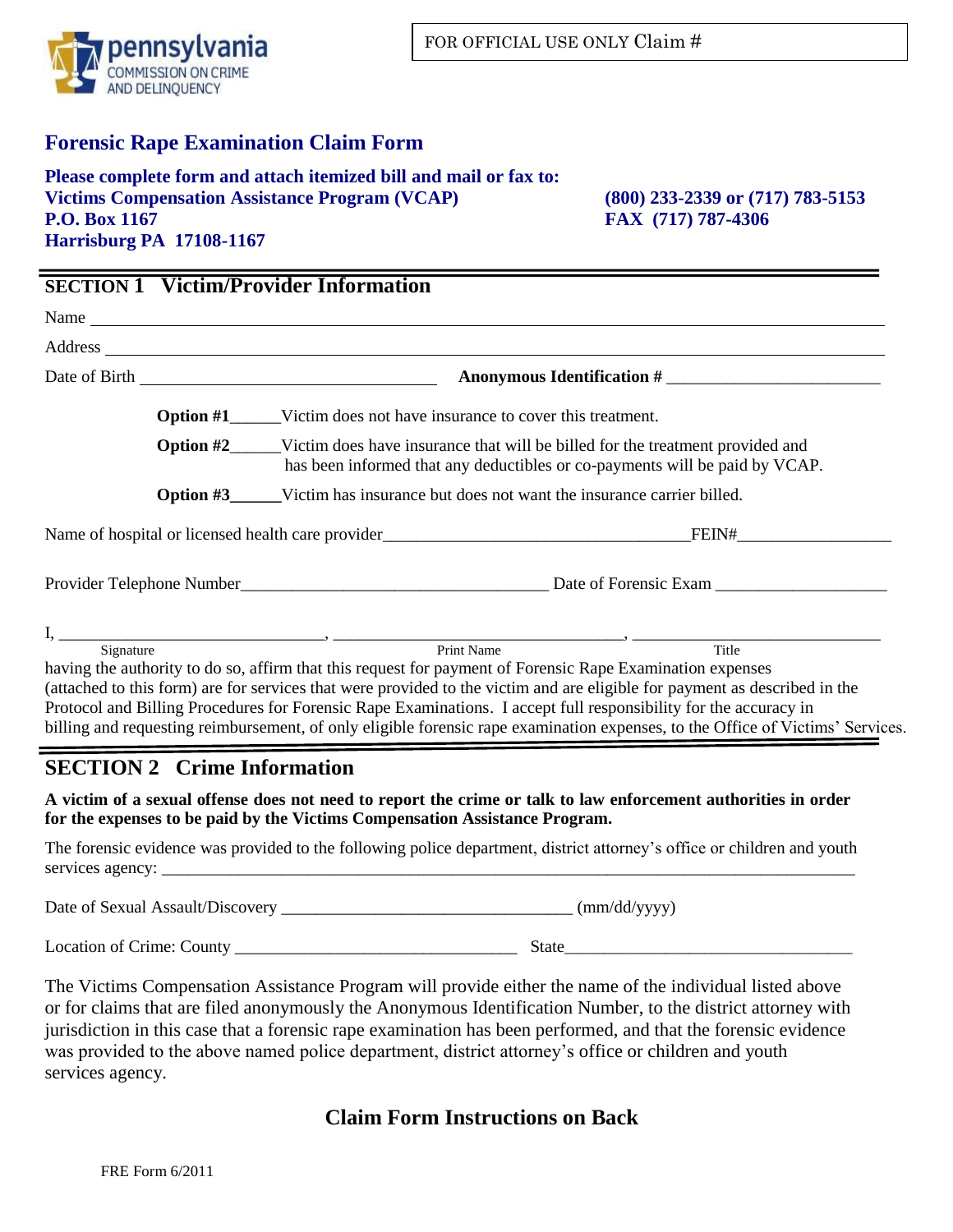pennsylvania COMMISSION ON CRIME AND DELINQUENCY

FOR OFFICIAL USE ONLY Claim #

# Forensic Rape Examination Claim Form

**Please complete form and attach itemized bill and mail or fax to:**
**Victims Compensation Assistance Program (VCAP)**
**P.O. Box 1167**
**Harrisburg PA 17108-1167**

**(800) 233-2339 or (717) 783-5153**
**FAX (717) 787-4306**

## SECTION 1 Victim/Provider Information

Name ________________________________________________

Address ________________________________________________

Date of Birth ______________________ **Anonymous Identification #** ______________________

**Option #1**______Victim does not have insurance to cover this treatment.

**Option #2**______Victim does have insurance that will be billed for the treatment provided and has been informed that any deductibles or co-payments will be paid by VCAP.

**Option #3**______Victim has insurance but does not want the insurance carrier billed.

Name of hospital or licensed health care provider______________________________FEIN#_______________

Provider Telephone Number______________________________ Date of Forensic Exam ________________

I, ____________________________, ____________________________, ____________________________
Signature Print Name Title

having the authority to do so, affirm that this request for payment of Forensic Rape Examination expenses (attached to this form) are for services that were provided to the victim and are eligible for payment as described in the Protocol and Billing Procedures for Forensic Rape Examinations. I accept full responsibility for the accuracy in billing and requesting reimbursement, of only eligible forensic rape examination expenses, to the Office of Victims' Services.

## SECTION 2 Crime Information

**A victim of a sexual offense does not need to report the crime or talk to law enforcement authorities in order for the expenses to be paid by the Victims Compensation Assistance Program.**

The forensic evidence was provided to the following police department, district attorney's office or children and youth services agency: ________________________________________________

Date of Sexual Assault/Discovery ______________________________ (mm/dd/yyyy)

Location of Crime: County ______________________________ State______________________________

The Victims Compensation Assistance Program will provide either the name of the individual listed above or for claims that are filed anonymously the Anonymous Identification Number, to the district attorney with jurisdiction in this case that a forensic rape examination has been performed, and that the forensic evidence was provided to the above named police department, district attorney's office or children and youth services agency.

### Claim Form Instructions on Back

FRE Form 6/2011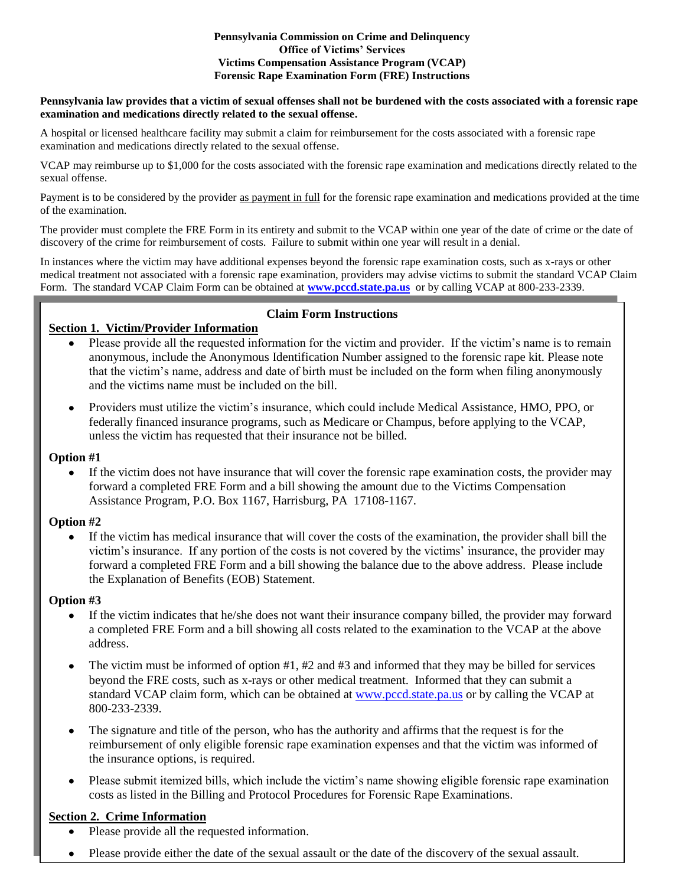**Pennsylvania Commission on Crime and Delinquency**
**Office of Victims' Services**
**Victims Compensation Assistance Program (VCAP)**
**Forensic Rape Examination Form (FRE) Instructions**

**Pennsylvania law provides that a victim of sexual offenses shall not be burdened with the costs associated with a forensic rape examination and medications directly related to the sexual offense.**

A hospital or licensed healthcare facility may submit a claim for reimbursement for the costs associated with a forensic rape examination and medications directly related to the sexual offense.

VCAP may reimburse up to $1,000 for the costs associated with the forensic rape examination and medications directly related to the sexual offense.

Payment is to be considered by the provider as payment in full for the forensic rape examination and medications provided at the time of the examination.

The provider must complete the FRE Form in its entirety and submit to the VCAP within one year of the date of crime or the date of discovery of the crime for reimbursement of costs. Failure to submit within one year will result in a denial.

In instances where the victim may have additional expenses beyond the forensic rape examination costs, such as x-rays or other medical treatment not associated with a forensic rape examination, providers may advise victims to submit the standard VCAP Claim Form. The standard VCAP Claim Form can be obtained at **www.pccd.state.pa.us** or by calling VCAP at 800-233-2339.

## Claim Form Instructions

### Section 1. Victim/Provider Information

- Please provide all the requested information for the victim and provider. If the victim's name is to remain anonymous, include the Anonymous Identification Number assigned to the forensic rape kit. Please note that the victim's name, address and date of birth must be included on the form when filing anonymously and the victims name must be included on the bill.
- Providers must utilize the victim's insurance, which could include Medical Assistance, HMO, PPO, or federally financed insurance programs, such as Medicare or Champus, before applying to the VCAP, unless the victim has requested that their insurance not be billed.

**Option #1**

- If the victim does not have insurance that will cover the forensic rape examination costs, the provider may forward a completed FRE Form and a bill showing the amount due to the Victims Compensation Assistance Program, P.O. Box 1167, Harrisburg, PA 17108-1167.

**Option #2**

- If the victim has medical insurance that will cover the costs of the examination, the provider shall bill the victim's insurance. If any portion of the costs is not covered by the victims' insurance, the provider may forward a completed FRE Form and a bill showing the balance due to the above address. Please include the Explanation of Benefits (EOB) Statement.

**Option #3**

- If the victim indicates that he/she does not want their insurance company billed, the provider may forward a completed FRE Form and a bill showing all costs related to the examination to the VCAP at the above address.
- The victim must be informed of option #1, #2 and #3 and informed that they may be billed for services beyond the FRE costs, such as x-rays or other medical treatment. Informed that they can submit a standard VCAP claim form, which can be obtained at www.pccd.state.pa.us or by calling the VCAP at 800-233-2339.
- The signature and title of the person, who has the authority and affirms that the request is for the reimbursement of only eligible forensic rape examination expenses and that the victim was informed of the insurance options, is required.
- Please submit itemized bills, which include the victim's name showing eligible forensic rape examination costs as listed in the Billing and Protocol Procedures for Forensic Rape Examinations.

### Section 2. Crime Information

- Please provide all the requested information.
- Please provide either the date of the sexual assault or the date of the discovery of the sexual assault.